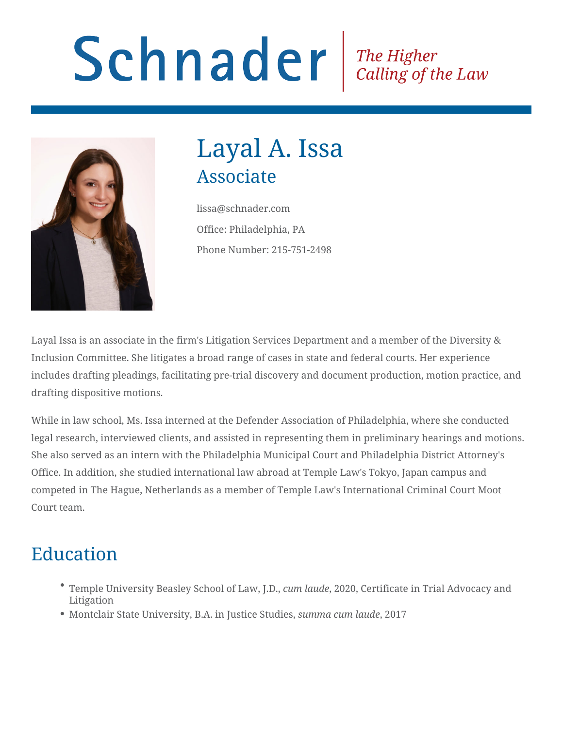Schnader | *The Higher Calling of the Law*

# Layal A. Issa

## Associate

lissa@schnader.com

Office: Philadelphia, PA

Phone Number: 215-751-2498

Layal Issa is an associate in the firm's Litigation Services Department and a member of the Diversity & Inclusion Committee. She litigates a broad range of cases in state and federal courts. Her experience includes drafting pleadings, facilitating pre-trial discovery and document production, motion practice, and drafting dispositive motions.

While in law school, Ms. Issa interned at the Defender Association of Philadelphia, where she conducted legal research, interviewed clients, and assisted in representing them in preliminary hearings and motions. She also served as an intern with the Philadelphia Municipal Court and Philadelphia District Attorney's Office. In addition, she studied international law abroad at Temple Law's Tokyo, Japan campus and competed in The Hague, Netherlands as a member of Temple Law's International Criminal Court Moot Court team.

## Education

- Temple University Beasley School of Law, J.D., *cum laude*, 2020, Certificate in Trial Advocacy and Litigation
- Montclair State University, B.A. in Justice Studies, *summa cum laude*, 2017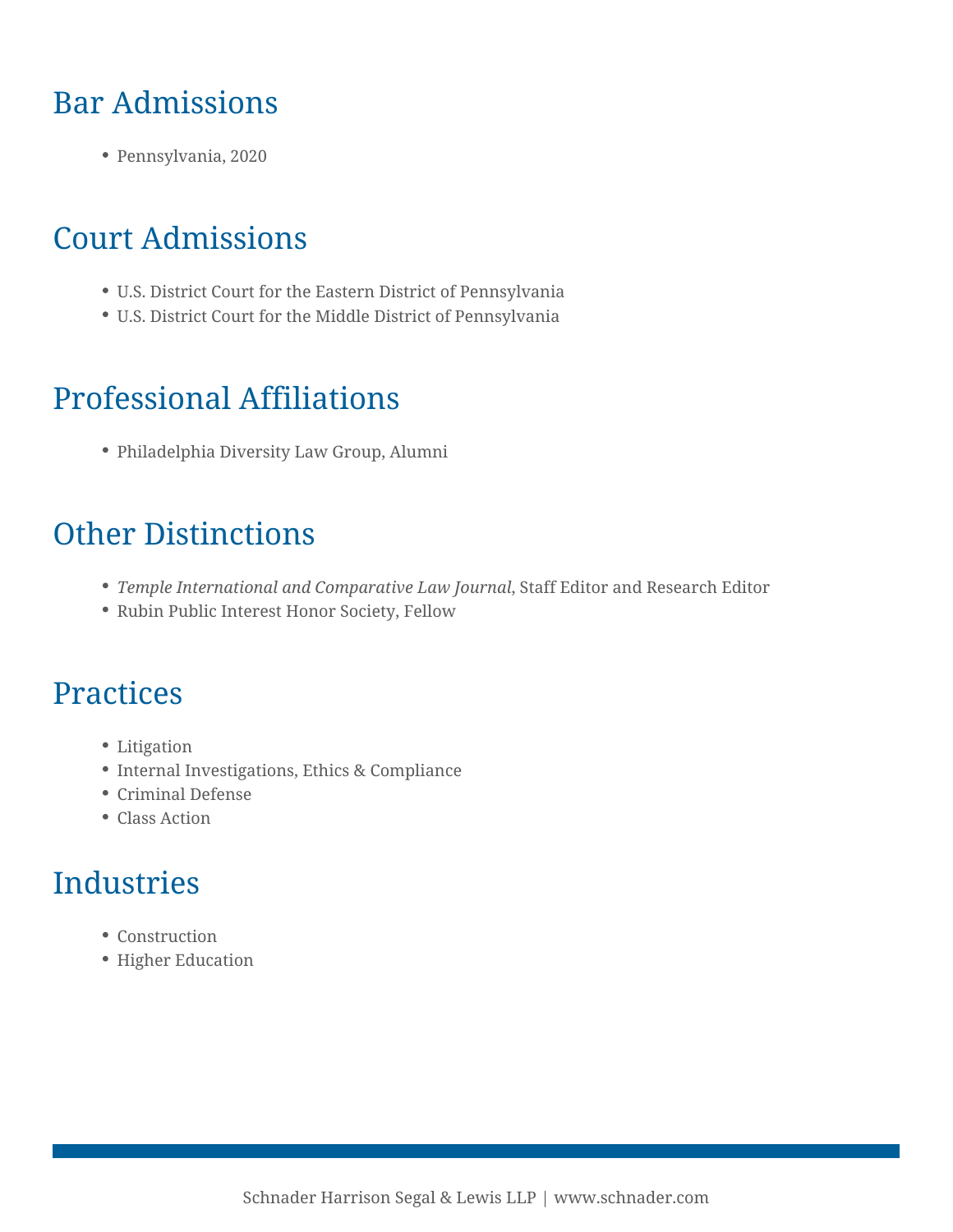## Bar Admissions

- Pennsylvania, 2020

## Court Admissions

- U.S. District Court for the Eastern District of Pennsylvania
- U.S. District Court for the Middle District of Pennsylvania

## Professional Affiliations

- Philadelphia Diversity Law Group, Alumni

## Other Distinctions

- *Temple International and Comparative Law Journal*, Staff Editor and Research Editor
- Rubin Public Interest Honor Society, Fellow

## Practices

- Litigation
- Internal Investigations, Ethics & Compliance
- Criminal Defense
- Class Action

## Industries

- Construction
- Higher Education